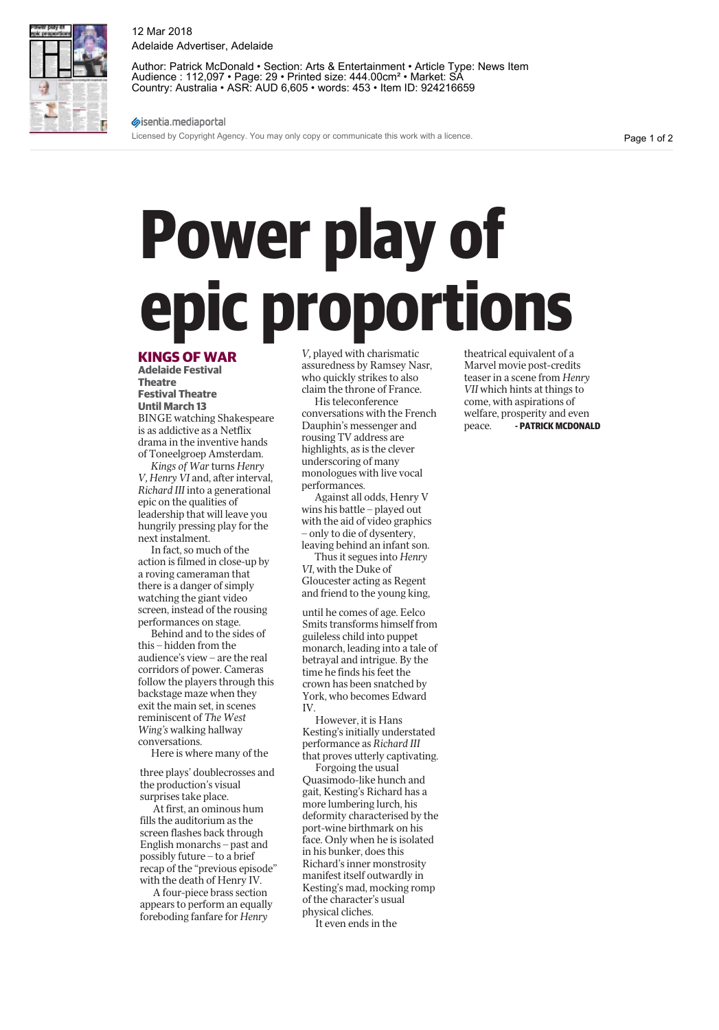12 Mar 2018
Adelaide Advertiser, Adelaide

Author: Patrick McDonald • Section: Arts & Entertainment • Article Type: News Item
Audience : 112,097 • Page: 29 • Printed size: 444.00cm² • Market: SA
Country: Australia • ASR: AUD 6,605 • words: 453 • Item ID: 924216659

isentia.mediaportal
Licensed by Copyright Agency. You may only copy or communicate this work with a licence.

# Power play of epic proportions

**KINGS OF WAR**
**Adelaide Festival Theatre**
**Festival Theatre**
**Until March 13**

BINGE watching Shakespeare is as addictive as a Netflix drama in the inventive hands of Toneelgroep Amsterdam.

*Kings of War* turns *Henry V*, *Henry VI* and, after interval, *Richard III* into a generational epic on the qualities of leadership that will leave you hungrily pressing play for the next instalment.

In fact, so much of the action is filmed in close-up by a roving cameraman that there is a danger of simply watching the giant video screen, instead of the rousing performances on stage.

Behind and to the sides of this – hidden from the audience's view – are the real corridors of power. Cameras follow the players through this backstage maze when they exit the main set, in scenes reminiscent of *The West Wing's* walking hallway conversations.

Here is where many of the three plays' doublecrosses and the production's visual surprises take place.

At first, an ominous hum fills the auditorium as the screen flashes back through English monarchs – past and possibly future – to a brief recap of the "previous episode" with the death of Henry IV.

A four-piece brass section appears to perform an equally foreboding fanfare for *Henry V*, played with charismatic assuredness by Ramsey Nasr, who quickly strikes to also claim the throne of France.

His teleconference conversations with the French Dauphin's messenger and rousing TV address are highlights, as is the clever underscoring of many monologues with live vocal performances.

Against all odds, Henry V wins his battle – played out with the aid of video graphics – only to die of dysentery, leaving behind an infant son.

Thus it segues into *Henry VI*, with the Duke of Gloucester acting as Regent and friend to the young king, until he comes of age. Eelco Smits transforms himself from guileless child into puppet monarch, leading into a tale of betrayal and intrigue. By the time he finds his feet the crown has been snatched by York, who becomes Edward IV.

However, it is Hans Kesting's initially understated performance as *Richard III* that proves utterly captivating.

Forgoing the usual Quasimodo-like hunch and gait, Kesting's Richard has a more lumbering lurch, his deformity characterised by the port-wine birthmark on his face. Only when he is isolated in his bunker, does this Richard's inner monstrosity manifest itself outwardly in Kesting's mad, mocking romp of the character's usual physical cliches.

It even ends in the theatrical equivalent of a Marvel movie post-credits teaser in a scene from *Henry VII* which hints at things to come, with aspirations of welfare, prosperity and even peace. **- PATRICK MCDONALD**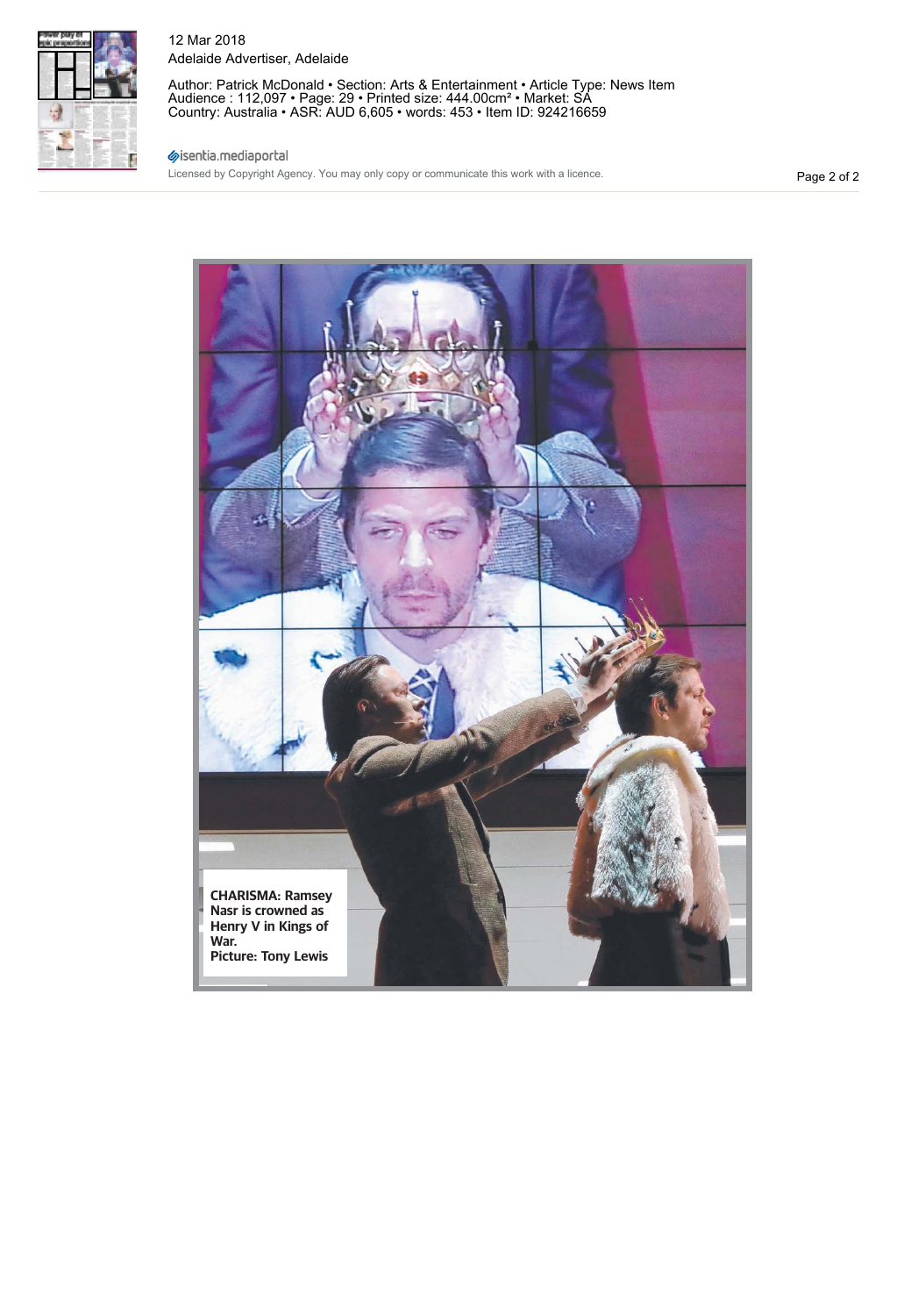12 Mar 2018
Adelaide Advertiser, Adelaide

Author: Patrick McDonald • Section: Arts & Entertainment • Article Type: News Item
Audience : 112,097 • Page: 29 • Printed size: 444.00cm² • Market: SA
Country: Australia • ASR: AUD 6,605 • words: 453 • Item ID: 924216659

isentia.mediaportal
Licensed by Copyright Agency. You may only copy or communicate this work with a licence.

**CHARISMA: Ramsey Nasr is crowned as Henry V in Kings of War.**
**Picture: Tony Lewis**